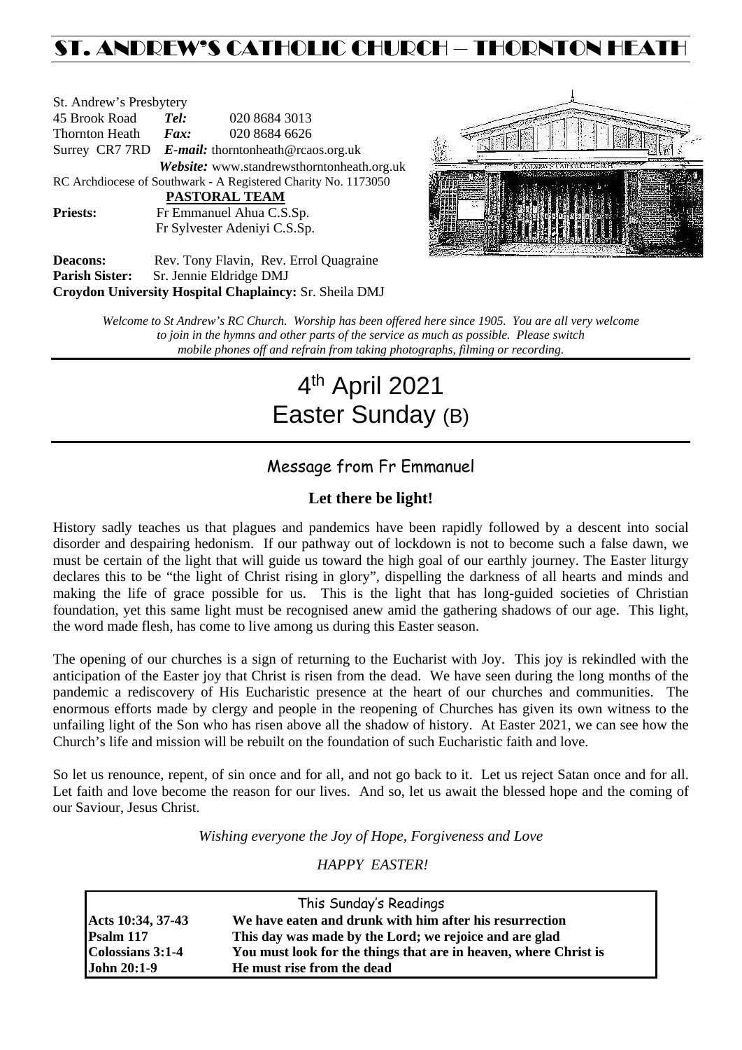# ST. ANDREW'S CATHOLIC CHURCH – THORNTON HEATH

St. Andrew's Presbytery
45 Brook Road **Tel:** 020 8684 3013
Thornton Heath **Fax:** 020 8684 6626
Surrey CR7 7RD ***E-mail:*** thorntonheath@rcaos.org.uk
***Website:*** www.standrewsthorntonheath.org.uk
RC Archdiocese of Southwark - A Registered Charity No. 1173050

**PASTORAL TEAM**

**Priests:** Fr Emmanuel Ahua C.S.Sp.
Fr Sylvester Adeniyi C.S.Sp.

**Deacons:** Rev. Tony Flavin, Rev. Errol Quagraine
**Parish Sister:** Sr. Jennie Eldridge DMJ
**Croydon University Hospital Chaplaincy:** Sr. Sheila DMJ

*Welcome to St Andrew's RC Church. Worship has been offered here since 1905. You are all very welcome to join in the hymns and other parts of the service as much as possible. Please switch mobile phones off and refrain from taking photographs, filming or recording.*

# 4th April 2021
# Easter Sunday (B)

## Message from Fr Emmanuel

### Let there be light!

History sadly teaches us that plagues and pandemics have been rapidly followed by a descent into social disorder and despairing hedonism. If our pathway out of lockdown is not to become such a false dawn, we must be certain of the light that will guide us toward the high goal of our earthly journey. The Easter liturgy declares this to be "the light of Christ rising in glory", dispelling the darkness of all hearts and minds and making the life of grace possible for us. This is the light that has long-guided societies of Christian foundation, yet this same light must be recognised anew amid the gathering shadows of our age. This light, the word made flesh, has come to live among us during this Easter season.

The opening of our churches is a sign of returning to the Eucharist with Joy. This joy is rekindled with the anticipation of the Easter joy that Christ is risen from the dead. We have seen during the long months of the pandemic a rediscovery of His Eucharistic presence at the heart of our churches and communities. The enormous efforts made by clergy and people in the reopening of Churches has given its own witness to the unfailing light of the Son who has risen above all the shadow of history. At Easter 2021, we can see how the Church's life and mission will be rebuilt on the foundation of such Eucharistic faith and love.

So let us renounce, repent, of sin once and for all, and not go back to it. Let us reject Satan once and for all. Let faith and love become the reason for our lives. And so, let us await the blessed hope and the coming of our Saviour, Jesus Christ.

*Wishing everyone the Joy of Hope, Forgiveness and Love*

*HAPPY EASTER!*

| This Sunday's Readings | |
|---|---|
| **Acts 10:34, 37-43** | **We have eaten and drunk with him after his resurrection** |
| **Psalm 117** | **This day was made by the Lord; we rejoice and are glad** |
| **Colossians 3:1-4** | **You must look for the things that are in heaven, where Christ is** |
| **John 20:1-9** | **He must rise from the dead** |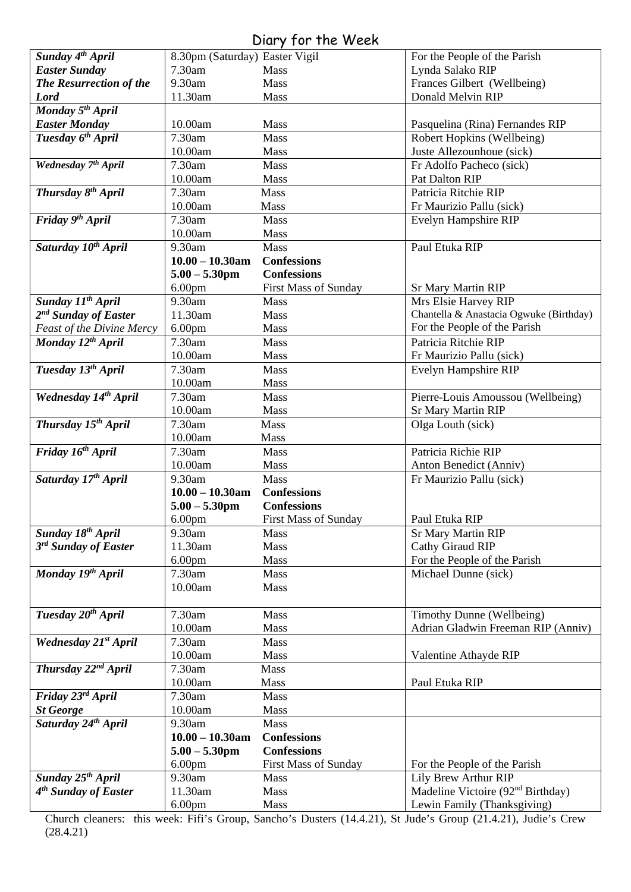# Diary for the Week

| Day | Time | Service | Intention |
|---|---|---|---|
| ***Sunday 4th April*** | 8.30pm (Saturday) | Easter Vigil | For the People of the Parish |
| ***Easter Sunday*** | 7.30am | Mass | Lynda Salako RIP |
| ***The Resurrection of the Lord*** | 9.30am | Mass | Frances Gilbert (Wellbeing) |
| | 11.30am | Mass | Donald Melvin RIP |
| ***Monday 5th April*** | | | |
| ***Easter Monday*** | 10.00am | Mass | Pasquelina (Rina) Fernandes RIP |
| ***Tuesday 6th April*** | 7.30am | Mass | Robert Hopkins (Wellbeing) |
| | 10.00am | Mass | Juste Allezounhoue (sick) |
| ***Wednesday 7th April*** | 7.30am | Mass | Fr Adolfo Pacheco (sick) |
| | 10.00am | Mass | Pat Dalton RIP |
| ***Thursday 8th April*** | 7.30am | Mass | Patricia Ritchie RIP |
| | 10.00am | Mass | Fr Maurizio Pallu (sick) |
| ***Friday 9th April*** | 7.30am | Mass | Evelyn Hampshire RIP |
| | 10.00am | Mass | |
| ***Saturday 10th April*** | 9.30am | Mass | Paul Etuka RIP |
| | **10.00 – 10.30am** | **Confessions** | |
| | **5.00 – 5.30pm** | **Confessions** | |
| | 6.00pm | First Mass of Sunday | Sr Mary Martin RIP |
| ***Sunday 11th April*** | 9.30am | Mass | Mrs Elsie Harvey RIP |
| ***2nd Sunday of Easter*** | 11.30am | Mass | Chantella & Anastacia Ogwuke (Birthday) |
| *Feast of the Divine Mercy* | 6.00pm | Mass | For the People of the Parish |
| ***Monday 12th April*** | 7.30am | Mass | Patricia Ritchie RIP |
| | 10.00am | Mass | Fr Maurizio Pallu (sick) |
| ***Tuesday 13th April*** | 7.30am | Mass | Evelyn Hampshire RIP |
| | 10.00am | Mass | |
| ***Wednesday 14th April*** | 7.30am | Mass | Pierre-Louis Amoussou (Wellbeing) |
| | 10.00am | Mass | Sr Mary Martin RIP |
| ***Thursday 15th April*** | 7.30am | Mass | Olga Louth (sick) |
| | 10.00am | Mass | |
| ***Friday 16th April*** | 7.30am | Mass | Patricia Richie RIP |
| | 10.00am | Mass | Anton Benedict (Anniv) |
| ***Saturday 17th April*** | 9.30am | Mass | Fr Maurizio Pallu (sick) |
| | **10.00 – 10.30am** | **Confessions** | |
| | **5.00 – 5.30pm** | **Confessions** | |
| | 6.00pm | First Mass of Sunday | Paul Etuka RIP |
| ***Sunday 18th April*** | 9.30am | Mass | Sr Mary Martin RIP |
| ***3rd Sunday of Easter*** | 11.30am | Mass | Cathy Giraud RIP |
| | 6.00pm | Mass | For the People of the Parish |
| ***Monday 19th April*** | 7.30am | Mass | Michael Dunne (sick) |
| | 10.00am | Mass | |
| ***Tuesday 20th April*** | 7.30am | Mass | Timothy Dunne (Wellbeing) |
| | 10.00am | Mass | Adrian Gladwin Freeman RIP (Anniv) |
| ***Wednesday 21st April*** | 7.30am | Mass | |
| | 10.00am | Mass | Valentine Athayde RIP |
| ***Thursday 22nd April*** | 7.30am | Mass | |
| | 10.00am | Mass | Paul Etuka RIP |
| ***Friday 23rd April*** | 7.30am | Mass | |
| ***St George*** | 10.00am | Mass | |
| ***Saturday 24th April*** | 9.30am | Mass | |
| | **10.00 – 10.30am** | **Confessions** | |
| | **5.00 – 5.30pm** | **Confessions** | |
| | 6.00pm | First Mass of Sunday | For the People of the Parish |
| ***Sunday 25th April*** | 9.30am | Mass | Lily Brew Arthur RIP |
| ***4th Sunday of Easter*** | 11.30am | Mass | Madeline Victoire (92nd Birthday) |
| | 6.00pm | Mass | Lewin Family (Thanksgiving) |

Church cleaners: this week: Fifi's Group, Sancho's Dusters (14.4.21), St Jude's Group (21.4.21), Judie's Crew (28.4.21)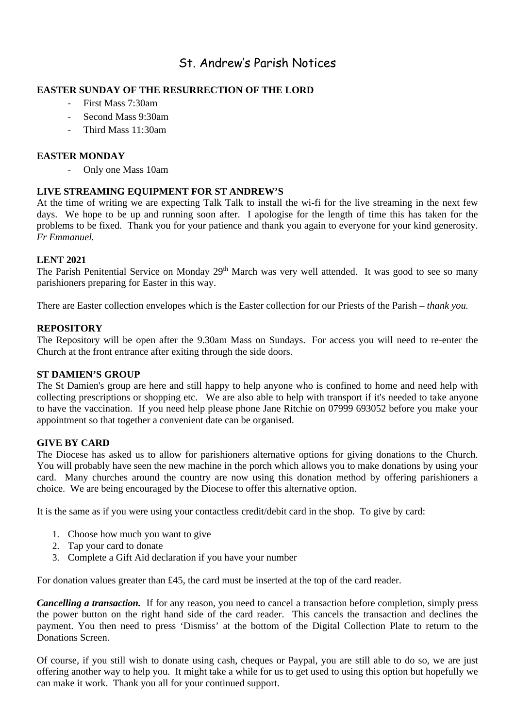# St. Andrew's Parish Notices

**EASTER SUNDAY OF THE RESURRECTION OF THE LORD**

- First Mass 7:30am
- Second Mass 9:30am
- Third Mass 11:30am

**EASTER MONDAY**

- Only one Mass 10am

**LIVE STREAMING EQUIPMENT FOR ST ANDREW'S**

At the time of writing we are expecting Talk Talk to install the wi-fi for the live streaming in the next few days. We hope to be up and running soon after. I apologise for the length of time this has taken for the problems to be fixed. Thank you for your patience and thank you again to everyone for your kind generosity. *Fr Emmanuel.*

**LENT 2021**

The Parish Penitential Service on Monday 29th March was very well attended. It was good to see so many parishioners preparing for Easter in this way.

There are Easter collection envelopes which is the Easter collection for our Priests of the Parish – *thank you.*

**REPOSITORY**

The Repository will be open after the 9.30am Mass on Sundays. For access you will need to re-enter the Church at the front entrance after exiting through the side doors.

**ST DAMIEN'S GROUP**

The St Damien's group are here and still happy to help anyone who is confined to home and need help with collecting prescriptions or shopping etc. We are also able to help with transport if it's needed to take anyone to have the vaccination. If you need help please phone Jane Ritchie on 07999 693052 before you make your appointment so that together a convenient date can be organised.

**GIVE BY CARD**

The Diocese has asked us to allow for parishioners alternative options for giving donations to the Church. You will probably have seen the new machine in the porch which allows you to make donations by using your card. Many churches around the country are now using this donation method by offering parishioners a choice. We are being encouraged by the Diocese to offer this alternative option.

It is the same as if you were using your contactless credit/debit card in the shop. To give by card:

1. Choose how much you want to give
2. Tap your card to donate
3. Complete a Gift Aid declaration if you have your number

For donation values greater than £45, the card must be inserted at the top of the card reader.

***Cancelling a transaction.*** If for any reason, you need to cancel a transaction before completion, simply press the power button on the right hand side of the card reader. This cancels the transaction and declines the payment. You then need to press 'Dismiss' at the bottom of the Digital Collection Plate to return to the Donations Screen.

Of course, if you still wish to donate using cash, cheques or Paypal, you are still able to do so, we are just offering another way to help you. It might take a while for us to get used to using this option but hopefully we can make it work. Thank you all for your continued support.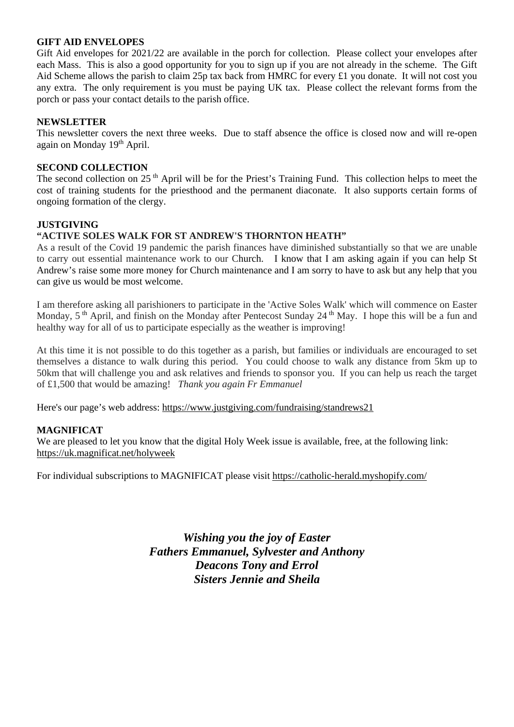**GIFT AID ENVELOPES**

Gift Aid envelopes for 2021/22 are available in the porch for collection. Please collect your envelopes after each Mass. This is also a good opportunity for you to sign up if you are not already in the scheme. The Gift Aid Scheme allows the parish to claim 25p tax back from HMRC for every £1 you donate. It will not cost you any extra. The only requirement is you must be paying UK tax. Please collect the relevant forms from the porch or pass your contact details to the parish office.

**NEWSLETTER**

This newsletter covers the next three weeks. Due to staff absence the office is closed now and will re-open again on Monday 19th April.

**SECOND COLLECTION**

The second collection on 25th April will be for the Priest's Training Fund. This collection helps to meet the cost of training students for the priesthood and the permanent diaconate. It also supports certain forms of ongoing formation of the clergy.

**JUSTGIVING**

**"ACTIVE SOLES WALK FOR ST ANDREW'S THORNTON HEATH"**

As a result of the Covid 19 pandemic the parish finances have diminished substantially so that we are unable to carry out essential maintenance work to our Church. I know that I am asking again if you can help St Andrew's raise some more money for Church maintenance and I am sorry to have to ask but any help that you can give us would be most welcome.

I am therefore asking all parishioners to participate in the 'Active Soles Walk' which will commence on Easter Monday, 5th April, and finish on the Monday after Pentecost Sunday 24th May. I hope this will be a fun and healthy way for all of us to participate especially as the weather is improving!

At this time it is not possible to do this together as a parish, but families or individuals are encouraged to set themselves a distance to walk during this period. You could choose to walk any distance from 5km up to 50km that will challenge you and ask relatives and friends to sponsor you. If you can help us reach the target of £1,500 that would be amazing! *Thank you again Fr Emmanuel*

Here's our page's web address: https://www.justgiving.com/fundraising/standrews21

**MAGNIFICAT**

We are pleased to let you know that the digital Holy Week issue is available, free, at the following link: https://uk.magnificat.net/holyweek

For individual subscriptions to MAGNIFICAT please visit https://catholic-herald.myshopify.com/

***Wishing you the joy of Easter***
***Fathers Emmanuel, Sylvester and Anthony***
***Deacons Tony and Errol***
***Sisters Jennie and Sheila***